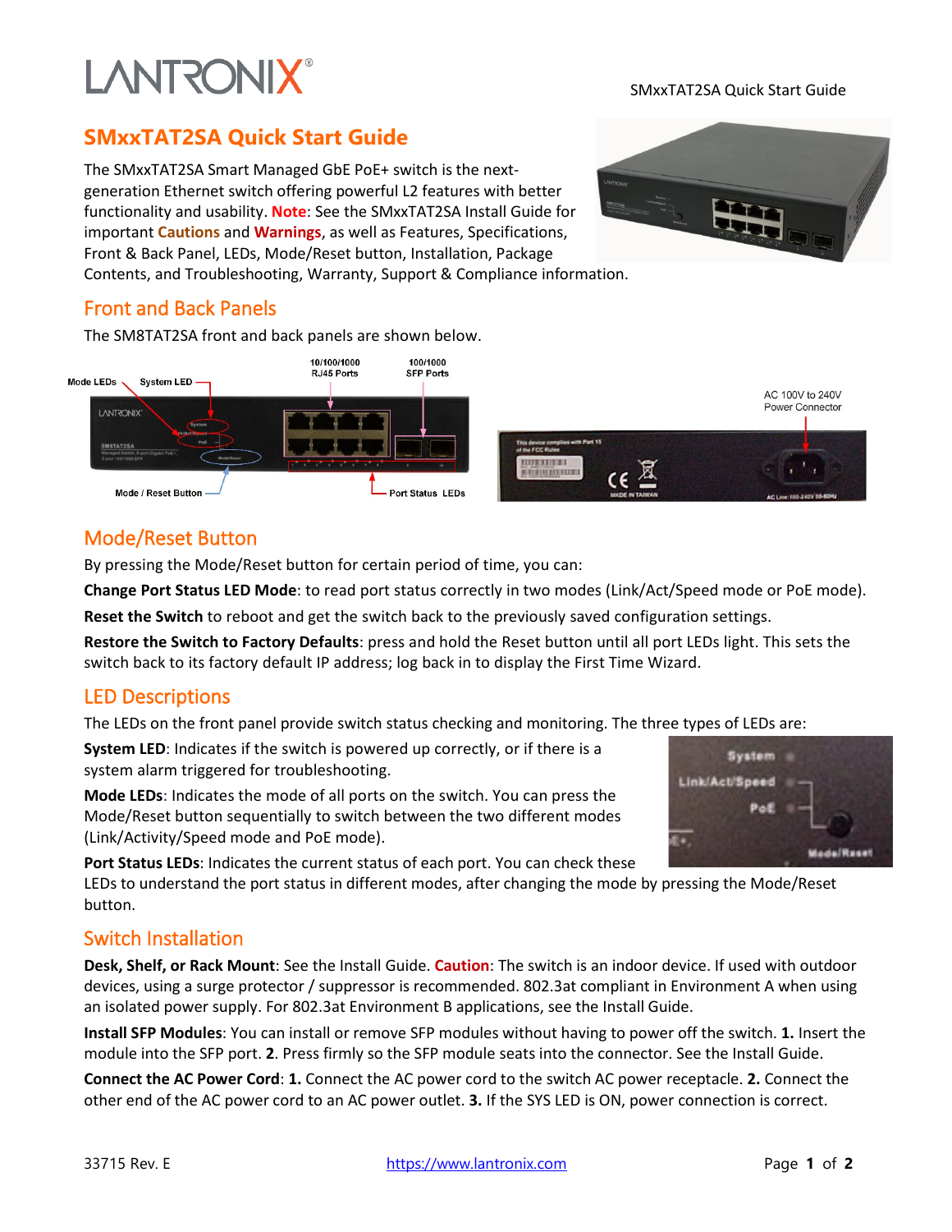# SMxxTAT2SA Quick Start Guide

The SMxxTAT2SA Smart Managed GbE PoE+ switch is the next-generation Ethernet switch offering powerful L2 features with better functionality and usability. **Note**: See the SMxxTAT2SA Install Guide for important **Cautions** and **Warnings**, as well as Features, Specifications, Front & Back Panel, LEDs, Mode/Reset button, Installation, Package Contents, and Troubleshooting, Warranty, Support & Compliance information.

## Front and Back Panels

The SM8TAT2SA front and back panels are shown below.

## Mode/Reset Button

By pressing the Mode/Reset button for certain period of time, you can:

**Change Port Status LED Mode**: to read port status correctly in two modes (Link/Act/Speed mode or PoE mode).

**Reset the Switch** to reboot and get the switch back to the previously saved configuration settings.

**Restore the Switch to Factory Defaults**: press and hold the Reset button until all port LEDs light. This sets the switch back to its factory default IP address; log back in to display the First Time Wizard.

## LED Descriptions

The LEDs on the front panel provide switch status checking and monitoring. The three types of LEDs are:

**System LED**: Indicates if the switch is powered up correctly, or if there is a system alarm triggered for troubleshooting.

**Mode LEDs**: Indicates the mode of all ports on the switch. You can press the Mode/Reset button sequentially to switch between the two different modes (Link/Activity/Speed mode and PoE mode).

**Port Status LEDs**: Indicates the current status of each port. You can check these LEDs to understand the port status in different modes, after changing the mode by pressing the Mode/Reset button.

## Switch Installation

**Desk, Shelf, or Rack Mount**: See the Install Guide. **Caution**: The switch is an indoor device. If used with outdoor devices, using a surge protector / suppressor is recommended. 802.3at compliant in Environment A when using an isolated power supply. For 802.3at Environment B applications, see the Install Guide.

**Install SFP Modules**: You can install or remove SFP modules without having to power off the switch. **1.** Insert the module into the SFP port. **2**. Press firmly so the SFP module seats into the connector. See the Install Guide.

**Connect the AC Power Cord**: **1.** Connect the AC power cord to the switch AC power receptacle. **2.** Connect the other end of the AC power cord to an AC power outlet. **3.** If the SYS LED is ON, power connection is correct.

33715 Rev. E https://www.lantronix.com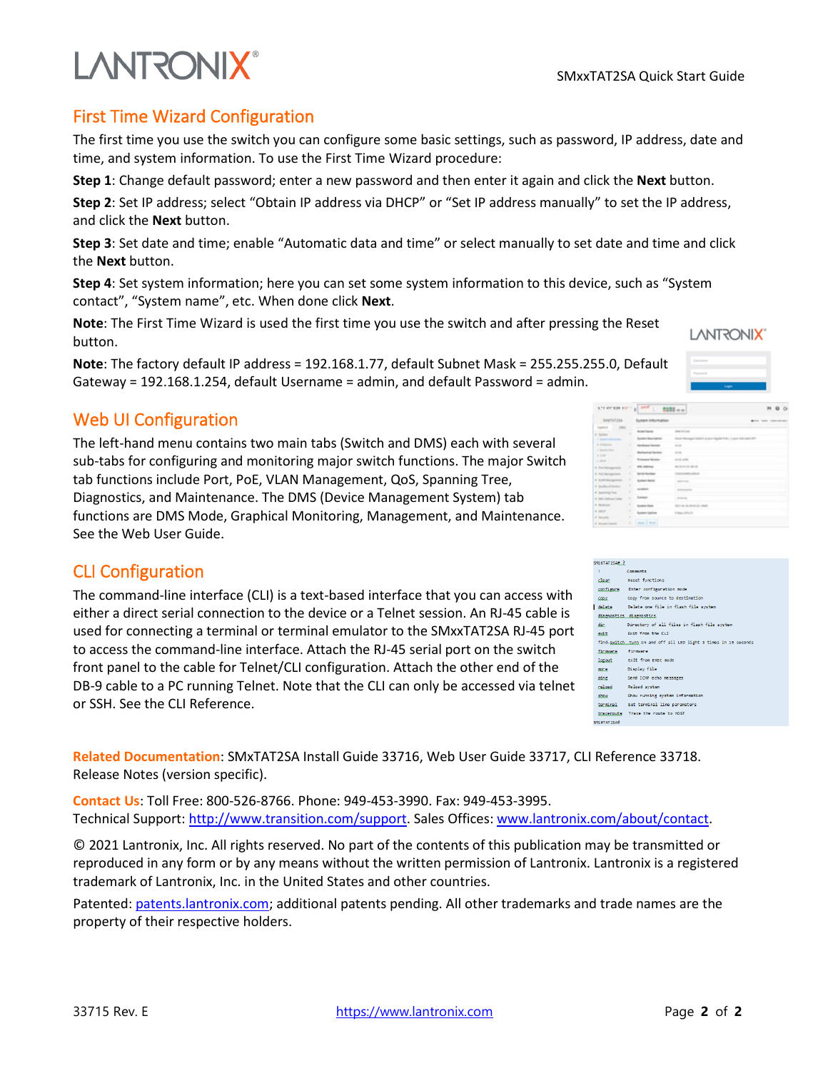## First Time Wizard Configuration

The first time you use the switch you can configure some basic settings, such as password, IP address, date and time, and system information. To use the First Time Wizard procedure:

**Step 1**: Change default password; enter a new password and then enter it again and click the **Next** button.

**Step 2**: Set IP address; select "Obtain IP address via DHCP" or "Set IP address manually" to set the IP address, and click the **Next** button.

**Step 3**: Set date and time; enable "Automatic data and time" or select manually to set date and time and click the **Next** button.

**Step 4**: Set system information; here you can set some system information to this device, such as "System contact", "System name", etc. When done click **Next**.

**Note**: The First Time Wizard is used the first time you use the switch and after pressing the Reset button.

**Note**: The factory default IP address = 192.168.1.77, default Subnet Mask = 255.255.255.0, Default Gateway = 192.168.1.254, default Username = admin, and default Password = admin.

## Web UI Configuration

The left-hand menu contains two main tabs (Switch and DMS) each with several sub-tabs for configuring and monitoring major switch functions. The major Switch tab functions include Port, PoE, VLAN Management, QoS, Spanning Tree, Diagnostics, and Maintenance. The DMS (Device Management System) tab functions are DMS Mode, Graphical Monitoring, Management, and Maintenance. See the Web User Guide.

## CLI Configuration

The command-line interface (CLI) is a text-based interface that you can access with either a direct serial connection to the device or a Telnet session. An RJ-45 cable is used for connecting a terminal or terminal emulator to the SMxxTAT2SA RJ-45 port to access the command-line interface. Attach the RJ-45 serial port on the switch front panel to the cable for Telnet/CLI configuration. Attach the other end of the DB-9 cable to a PC running Telnet. Note that the CLI can only be accessed via telnet or SSH. See the CLI Reference.

**Related Documentation**: SMxTAT2SA Install Guide 33716, Web User Guide 33717, CLI Reference 33718. Release Notes (version specific).

**Contact Us**: Toll Free: 800-526-8766. Phone: 949-453-3990. Fax: 949-453-3995.
Technical Support: http://www.transition.com/support. Sales Offices: www.lantronix.com/about/contact.

© 2021 Lantronix, Inc. All rights reserved. No part of the contents of this publication may be transmitted or reproduced in any form or by any means without the written permission of Lantronix. Lantronix is a registered trademark of Lantronix, Inc. in the United States and other countries.

Patented: patents.lantronix.com; additional patents pending. All other trademarks and trade names are the property of their respective holders.